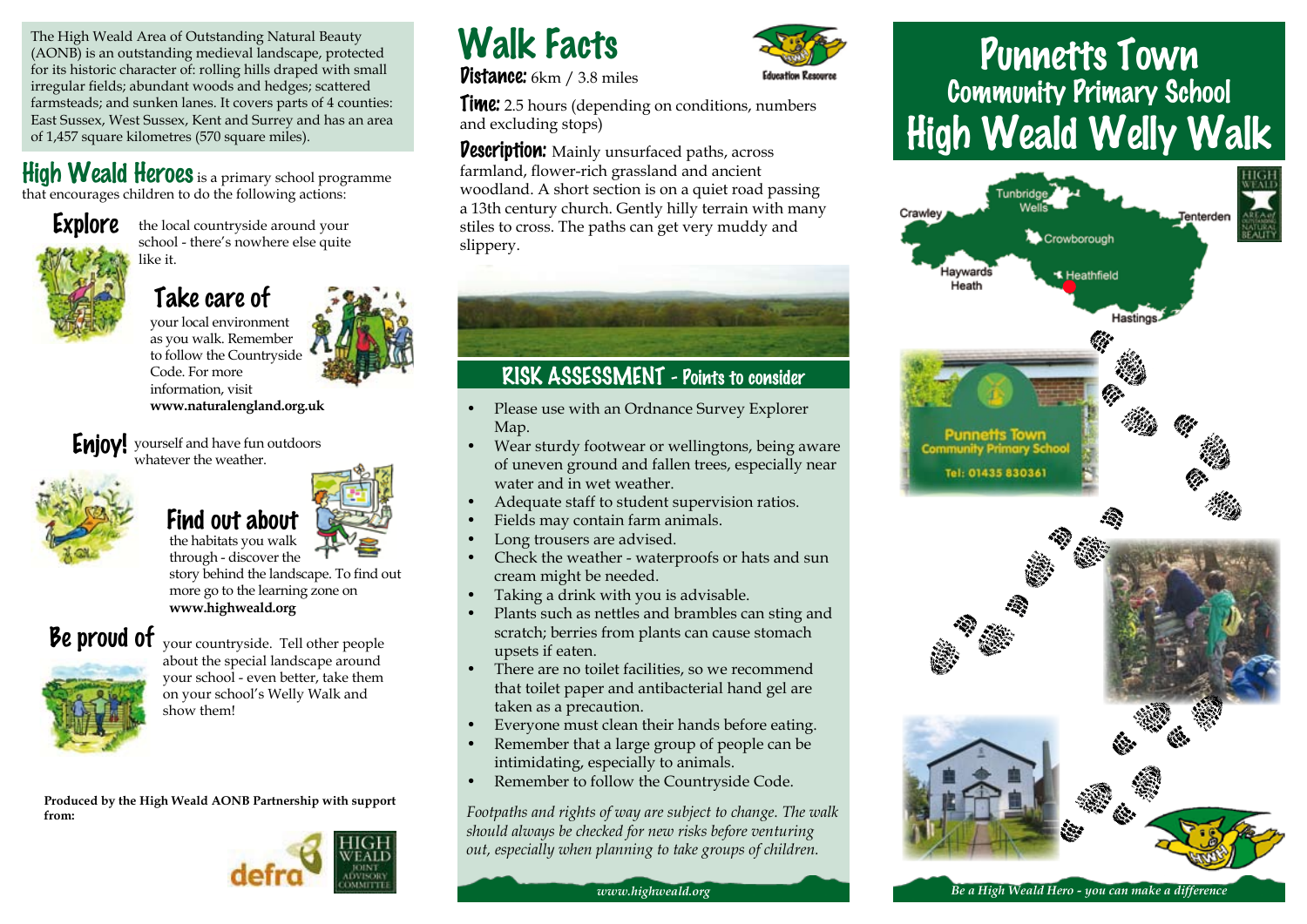The High Weald Area of Outstanding Natural Beauty (AONB) is an outstanding medieval landscape, protected for its historic character of: rolling hills draped with small irregular fields; abundant woods and hedges; scattered farmsteads; and sunken lanes. It covers parts of 4 counties: East Sussex, West Sussex, Kent and Surrey and has an area of 1,457 square kilometres (570 square miles).

## High Weald Heroes

**High Weald Heroes** is a primary school programme that encourages children to do the following actions:

### Explore

the local countryside around your school - there's nowhere else quite like it.

### Take care of

your local environment as you walk. Remember to follow the Countryside Code. For more information, visit **www.naturalengland.org.uk**

### Enjoy!

yourself and have fun outdoors whatever the weather.

### Find out about

the habitats you walk through - discover the story behind the landscape. To find out more go to the learning zone on **www.highweald.org**

### Be proud of

your countryside. Tell other people about the special landscape around your school - even better, take them on your school's Welly Walk and show them!

**Produced by the High Weald AONB Partnership with support from:**

defra

HIGH WEALD JOINT ADVISORY COMMITTEE

# Walk Facts

Education Resource

**Distance:** 6km / 3.8 miles

**Time:** 2.5 hours (depending on conditions, numbers and excluding stops)

**Description:** Mainly unsurfaced paths, across farmland, flower-rich grassland and ancient woodland. A short section is on a quiet road passing a 13th century church. Gently hilly terrain with many stiles to cross. The paths can get very muddy and slippery.

## RISK ASSESSMENT - Points to consider

- Please use with an Ordnance Survey Explorer Map.
- Wear sturdy footwear or wellingtons, being aware of uneven ground and fallen trees, especially near water and in wet weather.
- Adequate staff to student supervision ratios.
- Fields may contain farm animals.
- Long trousers are advised.
- Check the weather - waterproofs or hats and sun cream might be needed.
- Taking a drink with you is advisable.
- Plants such as nettles and brambles can sting and scratch; berries from plants can cause stomach upsets if eaten.
- There are no toilet facilities, so we recommend that toilet paper and antibacterial hand gel are taken as a precaution.
- Everyone must clean their hands before eating.
- Remember that a large group of people can be intimidating, especially to animals.
- Remember to follow the Countryside Code.

*Footpaths and rights of way are subject to change. The walk should always be checked for new risks before venturing out, especially when planning to take groups of children.*

*www.highweald.org*

# Punnetts Town
## Community Primary School
# High Weald Welly Walk

Crawley, Tunbridge Wells, Tenterden, Crowborough, Haywards Heath, Heathfield, Hastings

HIGH WEALD AREA of OUTSTANDING NATURAL BEAUTY

Punnetts Town Community Primary School
Tel: 01435 830361

*Be a High Weald Hero - you can make a difference*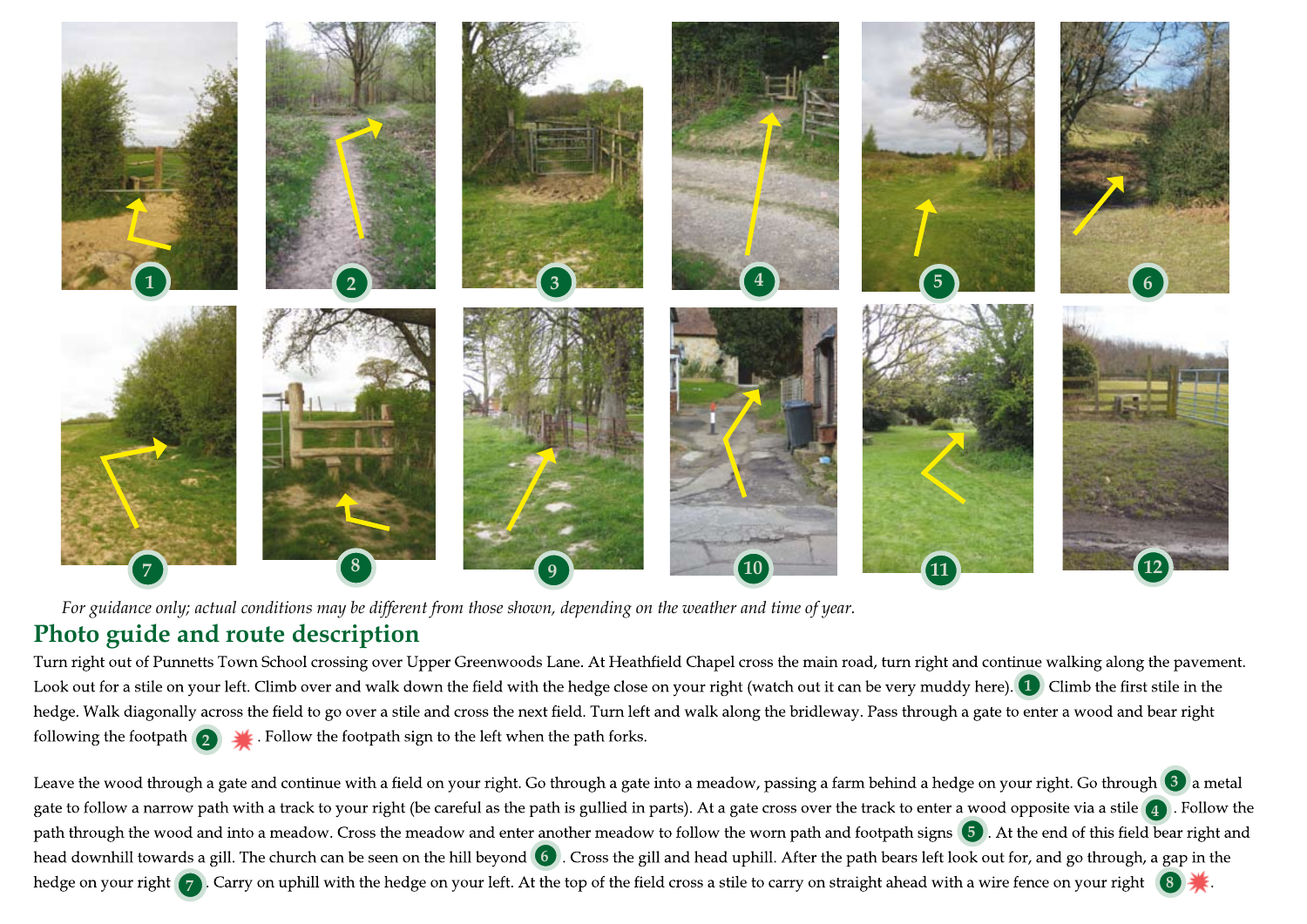*For guidance only; actual conditions may be different from those shown, depending on the weather and time of year.*

## Photo guide and route description

Turn right out of Punnetts Town School crossing over Upper Greenwoods Lane. At Heathfield Chapel cross the main road, turn right and continue walking along the pavement. Look out for a stile on your left. Climb over and walk down the field with the hedge close on your right (watch out it can be very muddy here). (1) Climb the first stile in the hedge. Walk diagonally across the field to go over a stile and cross the next field. Turn left and walk along the bridleway. Pass through a gate to enter a wood and bear right following the footpath (2) ✷. Follow the footpath sign to the left when the path forks.

Leave the wood through a gate and continue with a field on your right. Go through a gate into a meadow, passing a farm behind a hedge on your right. Go through (3) a metal gate to follow a narrow path with a track to your right (be careful as the path is gullied in parts). At a gate cross over the track to enter a wood opposite via a stile (4). Follow the path through the wood and into a meadow. Cross the meadow and enter another meadow to follow the worn path and footpath signs (5). At the end of this field bear right and head downhill towards a gill. The church can be seen on the hill beyond (6). Cross the gill and head uphill. After the path bears left look out for, and go through, a gap in the hedge on your right (7). Carry on uphill with the hedge on your left. At the top of the field cross a stile to carry on straight ahead with a wire fence on your right (8) ✷.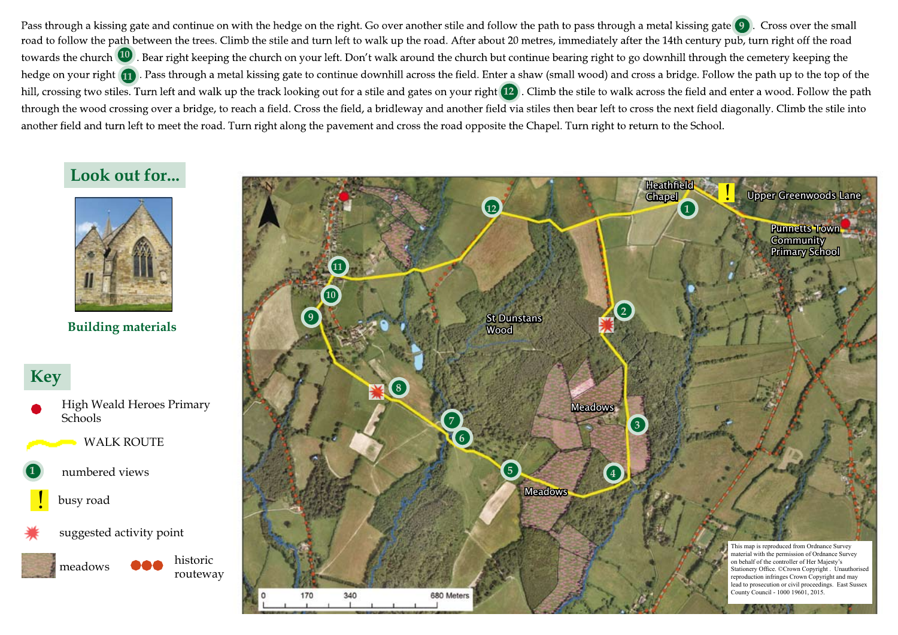Pass through a kissing gate and continue on with the hedge on the right. Go over another stile and follow the path to pass through a metal kissing gate (9). Cross over the small road to follow the path between the trees. Climb the stile and turn left to walk up the road. After about 20 metres, immediately after the 14th century pub, turn right off the road towards the church (10). Bear right keeping the church on your left. Don't walk around the church but continue bearing right to go downhill through the cemetery keeping the hedge on your right (11). Pass through a metal kissing gate to continue downhill across the field. Enter a shaw (small wood) and cross a bridge. Follow the path up to the top of the hill, crossing two stiles. Turn left and walk up the track looking out for a stile and gates on your right (12). Climb the stile to walk across the field and enter a wood. Follow the path through the wood crossing over a bridge, to reach a field. Cross the field, a bridleway and another field via stiles then bear left to cross the next field diagonally. Climb the stile into another field and turn left to meet the road. Turn right along the pavement and cross the road opposite the Chapel. Turn right to return to the School.

## Look out for...

Building materials

## Key

- High Weald Heroes Primary Schools
- WALK ROUTE
- numbered views
- busy road
- suggested activity point
- meadows
- historic routeway

Heathfield Chapel

Upper Greenwoods Lane

Punnetts Town Community Primary School

St Dunstans Wood

Meadows

Meadows

0 170 340 680 Meters

This map is reproduced from Ordnance Survey material with the permission of Ordnance Survey on behalf of the controller of Her Majesty's Stationery Office. ©Crown Copyright . Unauthorised reproduction infringes Crown Copyright and may lead to prosecution or civil proceedings. East Sussex County Council - 1000 19601, 2015.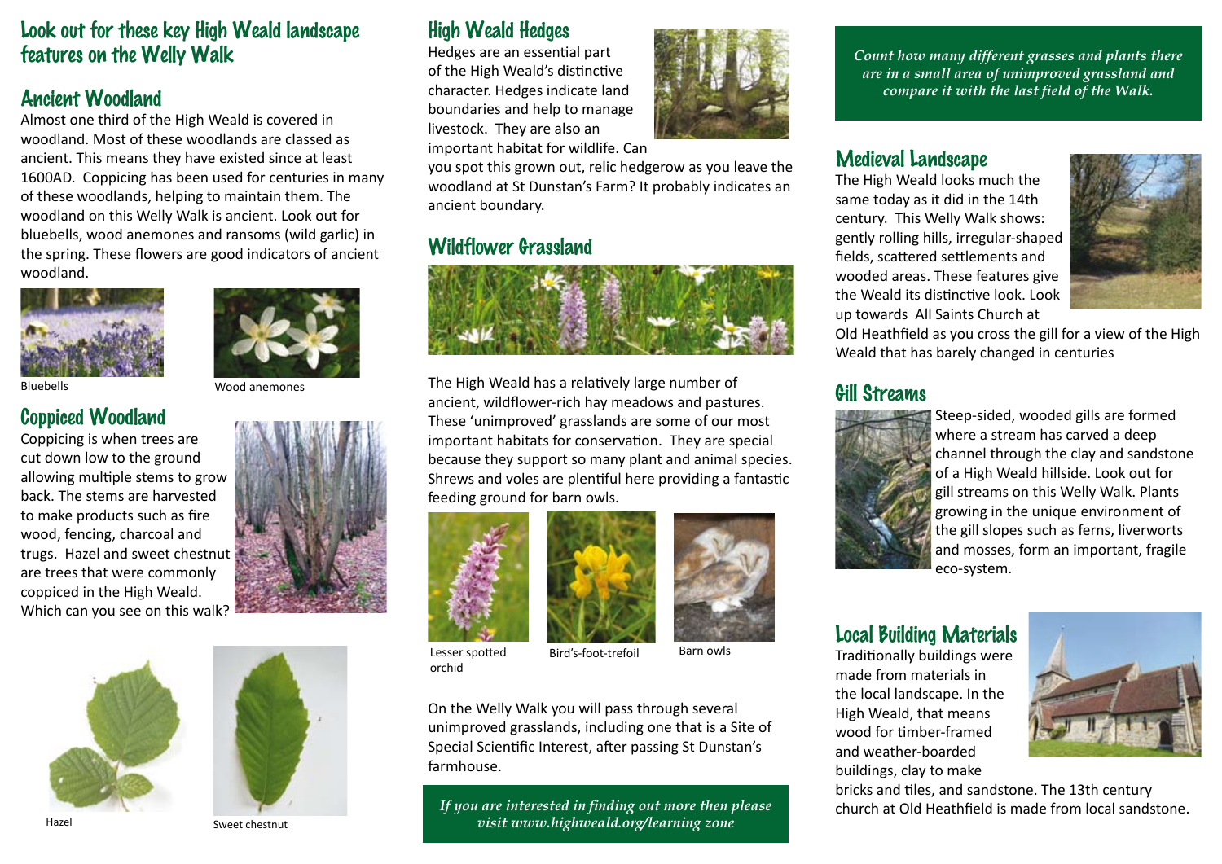# Look out for these key High Weald landscape features on the Welly Walk

## Ancient Woodland

Almost one third of the High Weald is covered in woodland. Most of these woodlands are classed as ancient. This means they have existed since at least 1600AD. Coppicing has been used for centuries in many of these woodlands, helping to maintain them. The woodland on this Welly Walk is ancient. Look out for bluebells, wood anemones and ransoms (wild garlic) in the spring. These flowers are good indicators of ancient woodland.

Bluebells

Wood anemones

## Coppiced Woodland

Coppicing is when trees are cut down low to the ground allowing multiple stems to grow back. The stems are harvested to make products such as fire wood, fencing, charcoal and trugs. Hazel and sweet chestnut are trees that were commonly coppiced in the High Weald. Which can you see on this walk?

Hazel

Sweet chestnut

## High Weald Hedges

Hedges are an essential part of the High Weald's distinctive character. Hedges indicate land boundaries and help to manage livestock. They are also an important habitat for wildlife. Can you spot this grown out, relic hedgerow as you leave the woodland at St Dunstan's Farm? It probably indicates an ancient boundary.

## Wildflower Grassland

The High Weald has a relatively large number of ancient, wildflower-rich hay meadows and pastures. These 'unimproved' grasslands are some of our most important habitats for conservation. They are special because they support so many plant and animal species. Shrews and voles are plentiful here providing a fantastic feeding ground for barn owls.

Lesser spotted orchid

Bird's-foot-trefoil

Barn owls

On the Welly Walk you will pass through several unimproved grasslands, including one that is a Site of Special Scientific Interest, after passing St Dunstan's farmhouse.

*If you are interested in finding out more then please visit www.highweald.org/learning zone*

*Count how many different grasses and plants there are in a small area of unimproved grassland and compare it with the last field of the Walk.*

## Medieval Landscape

The High Weald looks much the same today as it did in the 14th century. This Welly Walk shows: gently rolling hills, irregular-shaped fields, scattered settlements and wooded areas. These features give the Weald its distinctive look. Look up towards All Saints Church at Old Heathfield as you cross the gill for a view of the High Weald that has barely changed in centuries

## Gill Streams

Steep-sided, wooded gills are formed where a stream has carved a deep channel through the clay and sandstone of a High Weald hillside. Look out for gill streams on this Welly Walk. Plants growing in the unique environment of the gill slopes such as ferns, liverworts and mosses, form an important, fragile eco-system.

## Local Building Materials

Traditionally buildings were made from materials in the local landscape. In the High Weald, that means wood for timber-framed and weather-boarded buildings, clay to make bricks and tiles, and sandstone. The 13th century church at Old Heathfield is made from local sandstone.